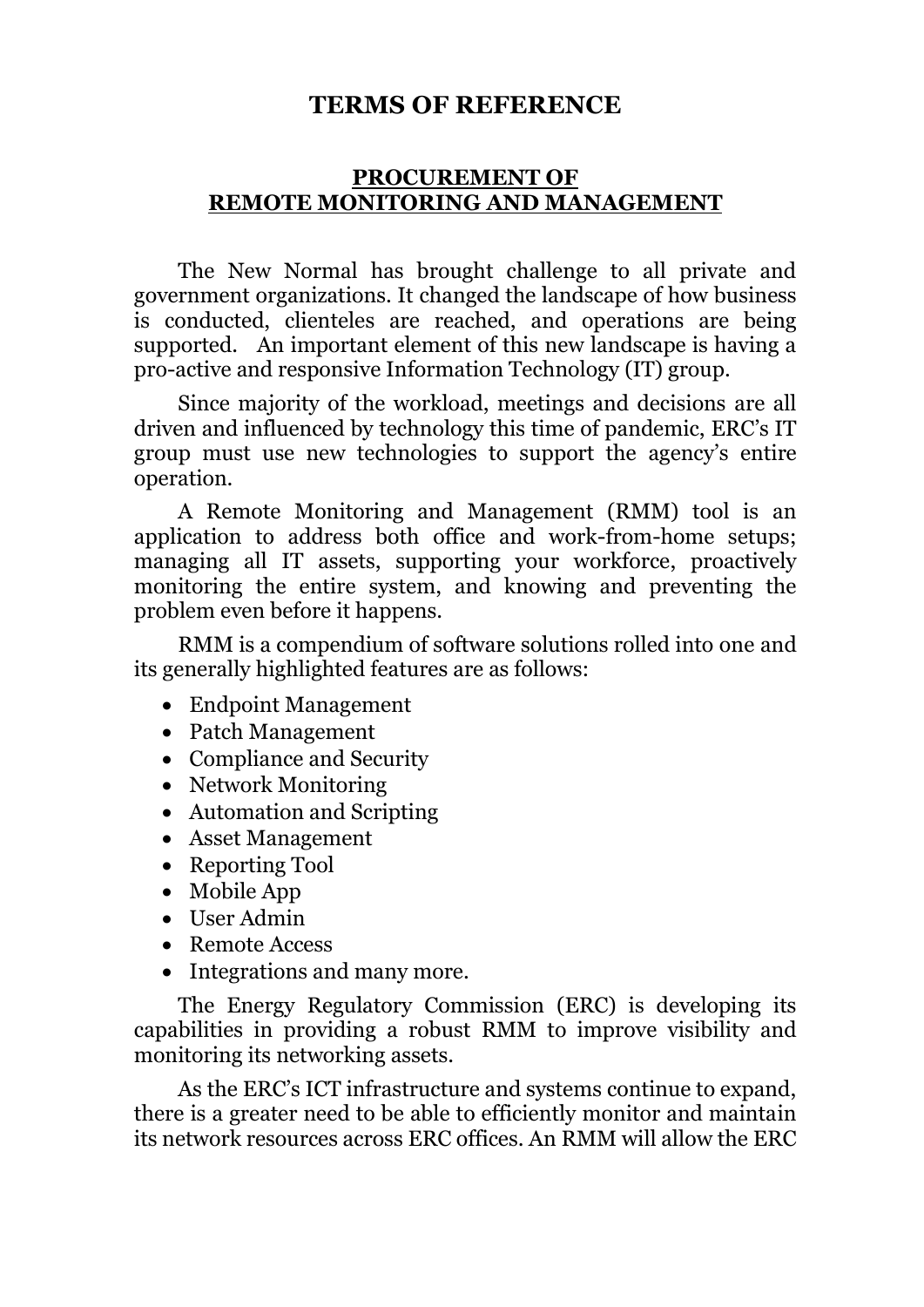# TERMS OF REFERENCE

## PROCUREMENT OF REMOTE MONITORING AND MANAGEMENT

The New Normal has brought challenge to all private and government organizations. It changed the landscape of how business is conducted, clienteles are reached, and operations are being supported. An important element of this new landscape is having a pro-active and responsive Information Technology (IT) group.

Since majority of the workload, meetings and decisions are all driven and influenced by technology this time of pandemic, ERC's IT group must use new technologies to support the agency's entire operation.

A Remote Monitoring and Management (RMM) tool is an application to address both office and work-from-home setups; managing all IT assets, supporting your workforce, proactively monitoring the entire system, and knowing and preventing the problem even before it happens.

RMM is a compendium of software solutions rolled into one and its generally highlighted features are as follows:

- Endpoint Management
- Patch Management
- Compliance and Security
- Network Monitoring
- Automation and Scripting
- Asset Management
- Reporting Tool
- Mobile App
- User Admin
- Remote Access
- Integrations and many more.

The Energy Regulatory Commission (ERC) is developing its capabilities in providing a robust RMM to improve visibility and monitoring its networking assets.

As the ERC's ICT infrastructure and systems continue to expand, there is a greater need to be able to efficiently monitor and maintain its network resources across ERC offices. An RMM will allow the ERC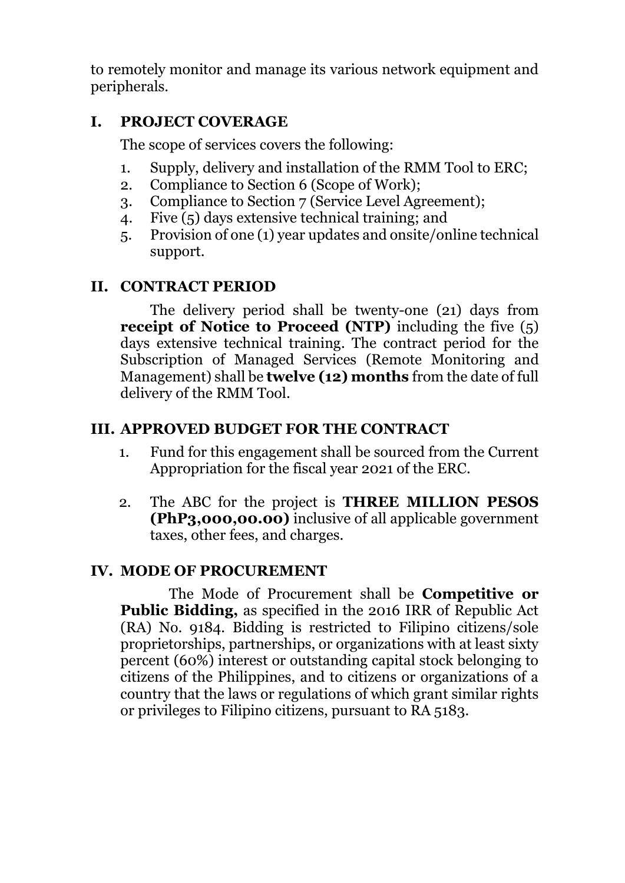to remotely monitor and manage its various network equipment and peripherals.

## I. PROJECT COVERAGE

The scope of services covers the following:

1. Supply, delivery and installation of the RMM Tool to ERC;
2. Compliance to Section 6 (Scope of Work);
3. Compliance to Section 7 (Service Level Agreement);
4. Five (5) days extensive technical training; and
5. Provision of one (1) year updates and onsite/online technical support.

## II. CONTRACT PERIOD

The delivery period shall be twenty-one (21) days from **receipt of Notice to Proceed (NTP)** including the five (5) days extensive technical training. The contract period for the Subscription of Managed Services (Remote Monitoring and Management) shall be **twelve (12) months** from the date of full delivery of the RMM Tool.

## III. APPROVED BUDGET FOR THE CONTRACT

1. Fund for this engagement shall be sourced from the Current Appropriation for the fiscal year 2021 of the ERC.

2. The ABC for the project is **THREE MILLION PESOS (PhP3,000,00.00)** inclusive of all applicable government taxes, other fees, and charges.

## IV. MODE OF PROCUREMENT

The Mode of Procurement shall be **Competitive or Public Bidding,** as specified in the 2016 IRR of Republic Act (RA) No. 9184. Bidding is restricted to Filipino citizens/sole proprietorships, partnerships, or organizations with at least sixty percent (60%) interest or outstanding capital stock belonging to citizens of the Philippines, and to citizens or organizations of a country that the laws or regulations of which grant similar rights or privileges to Filipino citizens, pursuant to RA 5183.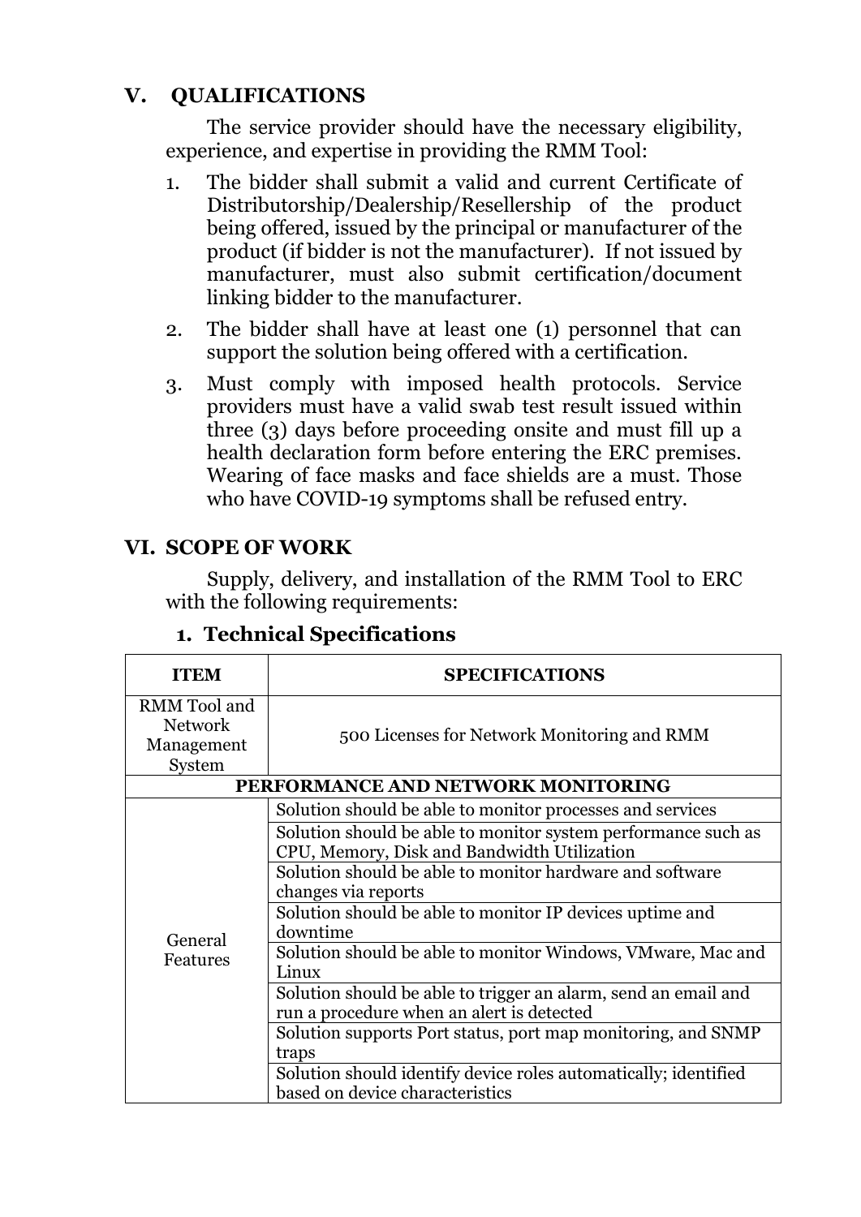## V. QUALIFICATIONS

The service provider should have the necessary eligibility, experience, and expertise in providing the RMM Tool:

1. The bidder shall submit a valid and current Certificate of Distributorship/Dealership/Resellership of the product being offered, issued by the principal or manufacturer of the product (if bidder is not the manufacturer). If not issued by manufacturer, must also submit certification/document linking bidder to the manufacturer.
2. The bidder shall have at least one (1) personnel that can support the solution being offered with a certification.
3. Must comply with imposed health protocols. Service providers must have a valid swab test result issued within three (3) days before proceeding onsite and must fill up a health declaration form before entering the ERC premises. Wearing of face masks and face shields are a must. Those who have COVID-19 symptoms shall be refused entry.

## VI. SCOPE OF WORK

Supply, delivery, and installation of the RMM Tool to ERC with the following requirements:

### 1. Technical Specifications

| ITEM | SPECIFICATIONS |
|---|---|
| RMM Tool and Network Management System | 500 Licenses for Network Monitoring and RMM |
| **PERFORMANCE AND NETWORK MONITORING** | |
| General Features | Solution should be able to monitor processes and services |
| | Solution should be able to monitor system performance such as CPU, Memory, Disk and Bandwidth Utilization |
| | Solution should be able to monitor hardware and software changes via reports |
| | Solution should be able to monitor IP devices uptime and downtime |
| | Solution should be able to monitor Windows, VMware, Mac and Linux |
| | Solution should be able to trigger an alarm, send an email and run a procedure when an alert is detected |
| | Solution supports Port status, port map monitoring, and SNMP traps |
| | Solution should identify device roles automatically; identified based on device characteristics |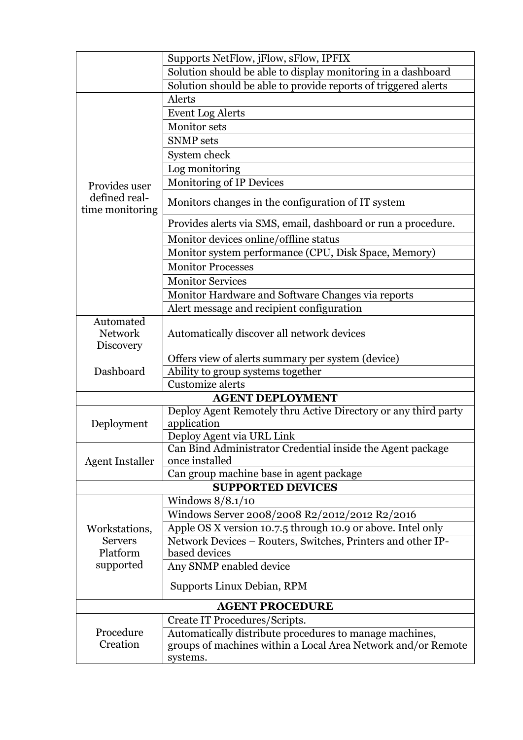| | |
|---|---|
| | Supports NetFlow, jFlow, sFlow, IPFIX |
| | Solution should be able to display monitoring in a dashboard |
| | Solution should be able to provide reports of triggered alerts |
| Provides user defined real-time monitoring | Alerts |
| | Event Log Alerts |
| | Monitor sets |
| | SNMP sets |
| | System check |
| | Log monitoring |
| | Monitoring of IP Devices |
| | Monitors changes in the configuration of IT system |
| | Provides alerts via SMS, email, dashboard or run a procedure. |
| | Monitor devices online/offline status |
| | Monitor system performance (CPU, Disk Space, Memory) |
| | Monitor Processes |
| | Monitor Services |
| | Monitor Hardware and Software Changes via reports |
| | Alert message and recipient configuration |
| Automated Network Discovery | Automatically discover all network devices |
| Dashboard | Offers view of alerts summary per system (device) |
| | Ability to group systems together |
| | Customize alerts |
| **AGENT DEPLOYMENT** | |
| Deployment | Deploy Agent Remotely thru Active Directory or any third party application |
| | Deploy Agent via URL Link |
| Agent Installer | Can Bind Administrator Credential inside the Agent package once installed |
| | Can group machine base in agent package |
| **SUPPORTED DEVICES** | |
| Workstations, Servers Platform supported | Windows 8/8.1/10 |
| | Windows Server 2008/2008 R2/2012/2012 R2/2016 |
| | Apple OS X version 10.7.5 through 10.9 or above. Intel only |
| | Network Devices – Routers, Switches, Printers and other IP-based devices |
| | Any SNMP enabled device |
| | Supports Linux Debian, RPM |
| **AGENT PROCEDURE** | |
| Procedure Creation | Create IT Procedures/Scripts. |
| | Automatically distribute procedures to manage machines, groups of machines within a Local Area Network and/or Remote systems. |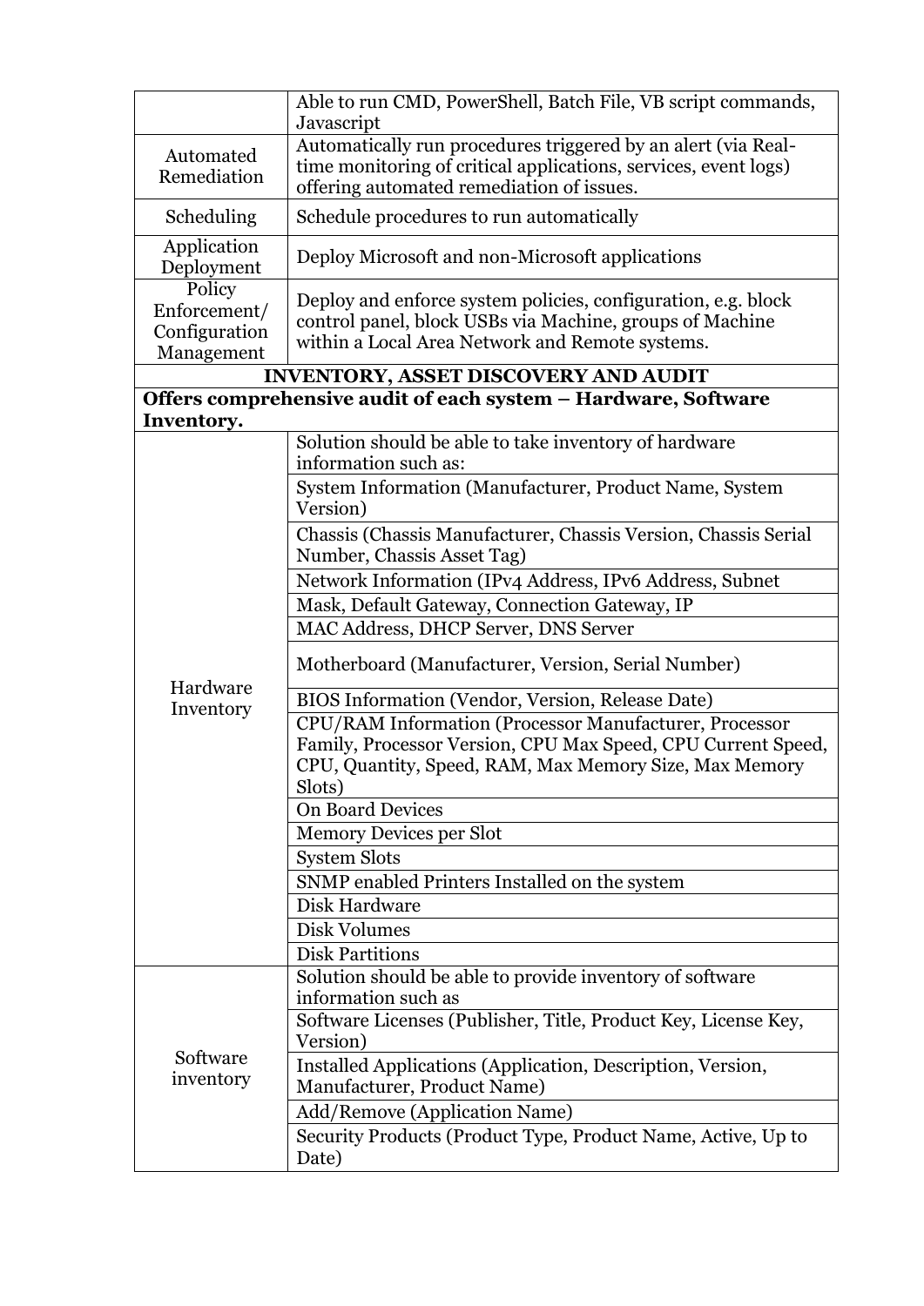| | |
|---|---|
| | Able to run CMD, PowerShell, Batch File, VB script commands, Javascript |
| Automated Remediation | Automatically run procedures triggered by an alert (via Real-time monitoring of critical applications, services, event logs) offering automated remediation of issues. |
| Scheduling | Schedule procedures to run automatically |
| Application Deployment | Deploy Microsoft and non-Microsoft applications |
| Policy Enforcement/ Configuration Management | Deploy and enforce system policies, configuration, e.g. block control panel, block USBs via Machine, groups of Machine within a Local Area Network and Remote systems. |
| **INVENTORY, ASSET DISCOVERY AND AUDIT** | |
| **Offers comprehensive audit of each system – Hardware, Software Inventory.** | |
| Hardware Inventory | Solution should be able to take inventory of hardware information such as: |
| | System Information (Manufacturer, Product Name, System Version) |
| | Chassis (Chassis Manufacturer, Chassis Version, Chassis Serial Number, Chassis Asset Tag) |
| | Network Information (IPv4 Address, IPv6 Address, Subnet |
| | Mask, Default Gateway, Connection Gateway, IP |
| | MAC Address, DHCP Server, DNS Server |
| | Motherboard (Manufacturer, Version, Serial Number) |
| | BIOS Information (Vendor, Version, Release Date) |
| | CPU/RAM Information (Processor Manufacturer, Processor Family, Processor Version, CPU Max Speed, CPU Current Speed, CPU, Quantity, Speed, RAM, Max Memory Size, Max Memory Slots) |
| | On Board Devices |
| | Memory Devices per Slot |
| | System Slots |
| | SNMP enabled Printers Installed on the system |
| | Disk Hardware |
| | Disk Volumes |
| | Disk Partitions |
| Software inventory | Solution should be able to provide inventory of software information such as |
| | Software Licenses (Publisher, Title, Product Key, License Key, Version) |
| | Installed Applications (Application, Description, Version, Manufacturer, Product Name) |
| | Add/Remove (Application Name) |
| | Security Products (Product Type, Product Name, Active, Up to Date) |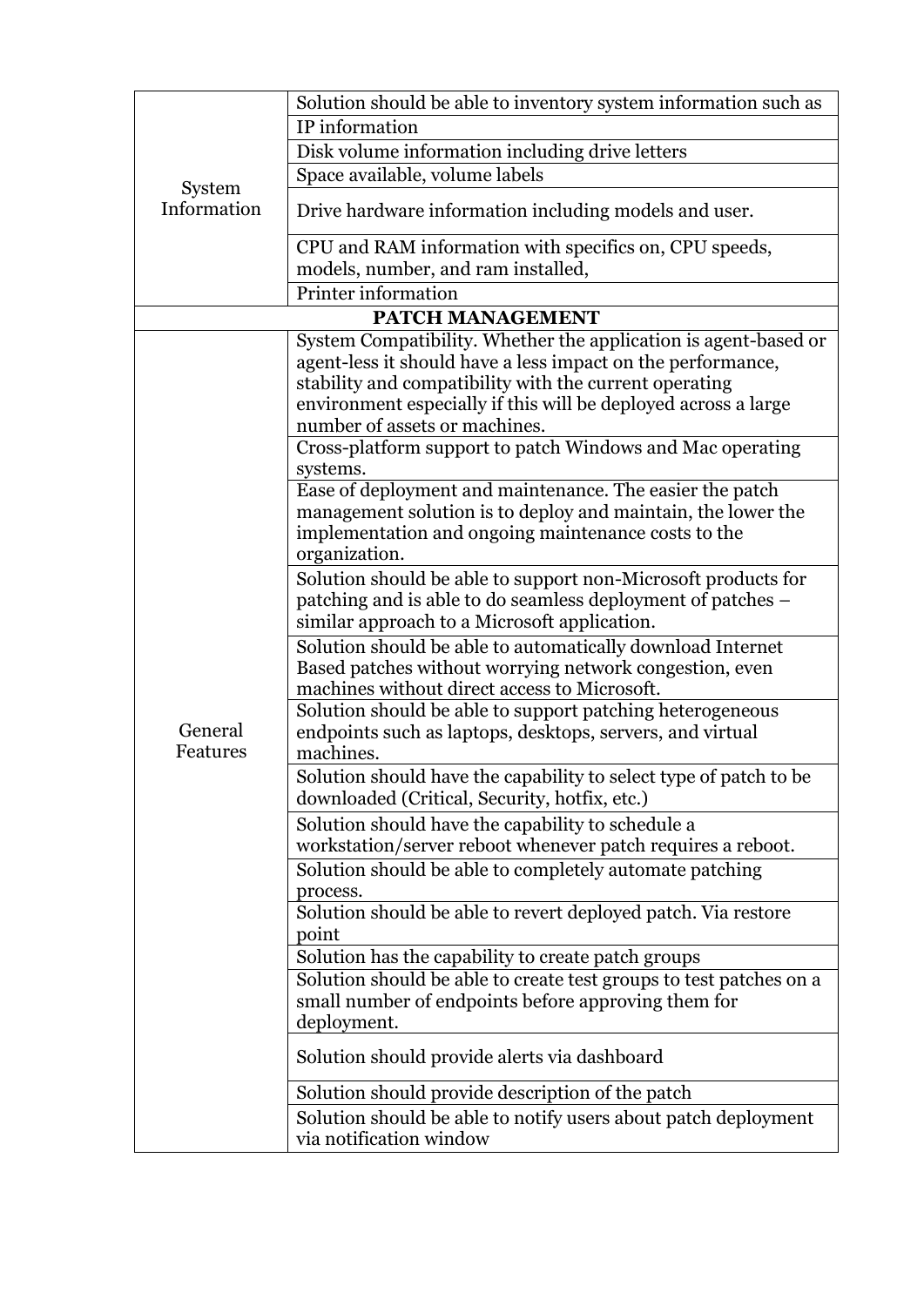| | |
|---|---|
| System Information | Solution should be able to inventory system information such as |
| | IP information |
| | Disk volume information including drive letters |
| | Space available, volume labels |
| | Drive hardware information including models and user. |
| | CPU and RAM information with specifics on, CPU speeds, models, number, and ram installed, |
| | Printer information |
| **PATCH MANAGEMENT** | |
| General Features | System Compatibility. Whether the application is agent-based or agent-less it should have a less impact on the performance, stability and compatibility with the current operating environment especially if this will be deployed across a large number of assets or machines. |
| | Cross-platform support to patch Windows and Mac operating systems. |
| | Ease of deployment and maintenance. The easier the patch management solution is to deploy and maintain, the lower the implementation and ongoing maintenance costs to the organization. |
| | Solution should be able to support non-Microsoft products for patching and is able to do seamless deployment of patches – similar approach to a Microsoft application. |
| | Solution should be able to automatically download Internet Based patches without worrying network congestion, even machines without direct access to Microsoft. |
| | Solution should be able to support patching heterogeneous endpoints such as laptops, desktops, servers, and virtual machines. |
| | Solution should have the capability to select type of patch to be downloaded (Critical, Security, hotfix, etc.) |
| | Solution should have the capability to schedule a workstation/server reboot whenever patch requires a reboot. |
| | Solution should be able to completely automate patching process. |
| | Solution should be able to revert deployed patch. Via restore point |
| | Solution has the capability to create patch groups |
| | Solution should be able to create test groups to test patches on a small number of endpoints before approving them for deployment. |
| | Solution should provide alerts via dashboard |
| | Solution should provide description of the patch |
| | Solution should be able to notify users about patch deployment via notification window |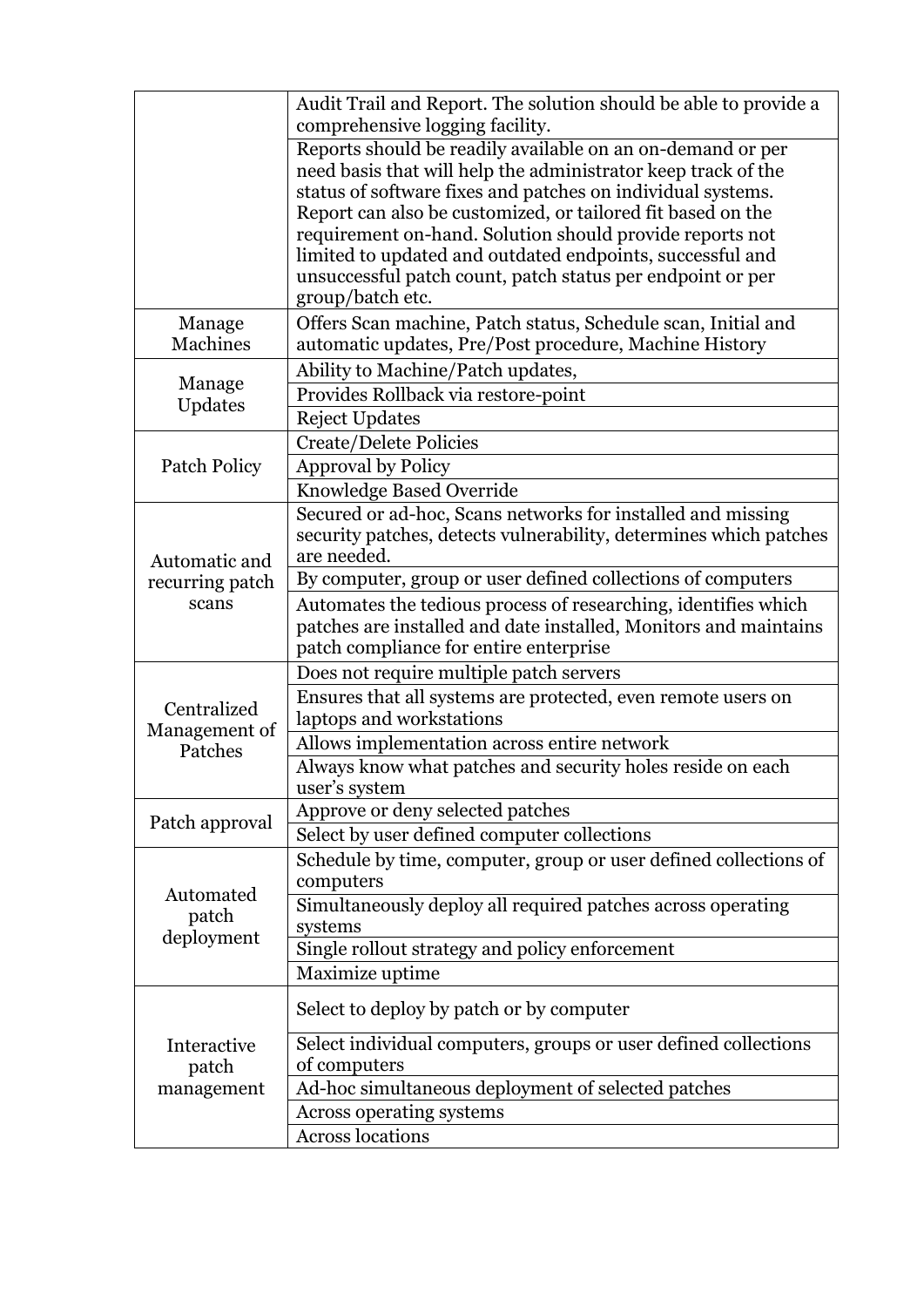| | |
|---|---|
| | Audit Trail and Report. The solution should be able to provide a comprehensive logging facility. |
| | Reports should be readily available on an on-demand or per need basis that will help the administrator keep track of the status of software fixes and patches on individual systems. Report can also be customized, or tailored fit based on the requirement on-hand. Solution should provide reports not limited to updated and outdated endpoints, successful and unsuccessful patch count, patch status per endpoint or per group/batch etc. |
| Manage Machines | Offers Scan machine, Patch status, Schedule scan, Initial and automatic updates, Pre/Post procedure, Machine History |
| Manage Updates | Ability to Machine/Patch updates, |
| | Provides Rollback via restore-point |
| | Reject Updates |
| Patch Policy | Create/Delete Policies |
| | Approval by Policy |
| | Knowledge Based Override |
| Automatic and recurring patch scans | Secured or ad-hoc, Scans networks for installed and missing security patches, detects vulnerability, determines which patches are needed. |
| | By computer, group or user defined collections of computers |
| | Automates the tedious process of researching, identifies which patches are installed and date installed, Monitors and maintains patch compliance for entire enterprise |
| Centralized Management of Patches | Does not require multiple patch servers |
| | Ensures that all systems are protected, even remote users on laptops and workstations |
| | Allows implementation across entire network |
| | Always know what patches and security holes reside on each user's system |
| Patch approval | Approve or deny selected patches |
| | Select by user defined computer collections |
| Automated patch deployment | Schedule by time, computer, group or user defined collections of computers |
| | Simultaneously deploy all required patches across operating systems |
| | Single rollout strategy and policy enforcement |
| | Maximize uptime |
| Interactive patch management | Select to deploy by patch or by computer |
| | Select individual computers, groups or user defined collections of computers |
| | Ad-hoc simultaneous deployment of selected patches |
| | Across operating systems |
| | Across locations |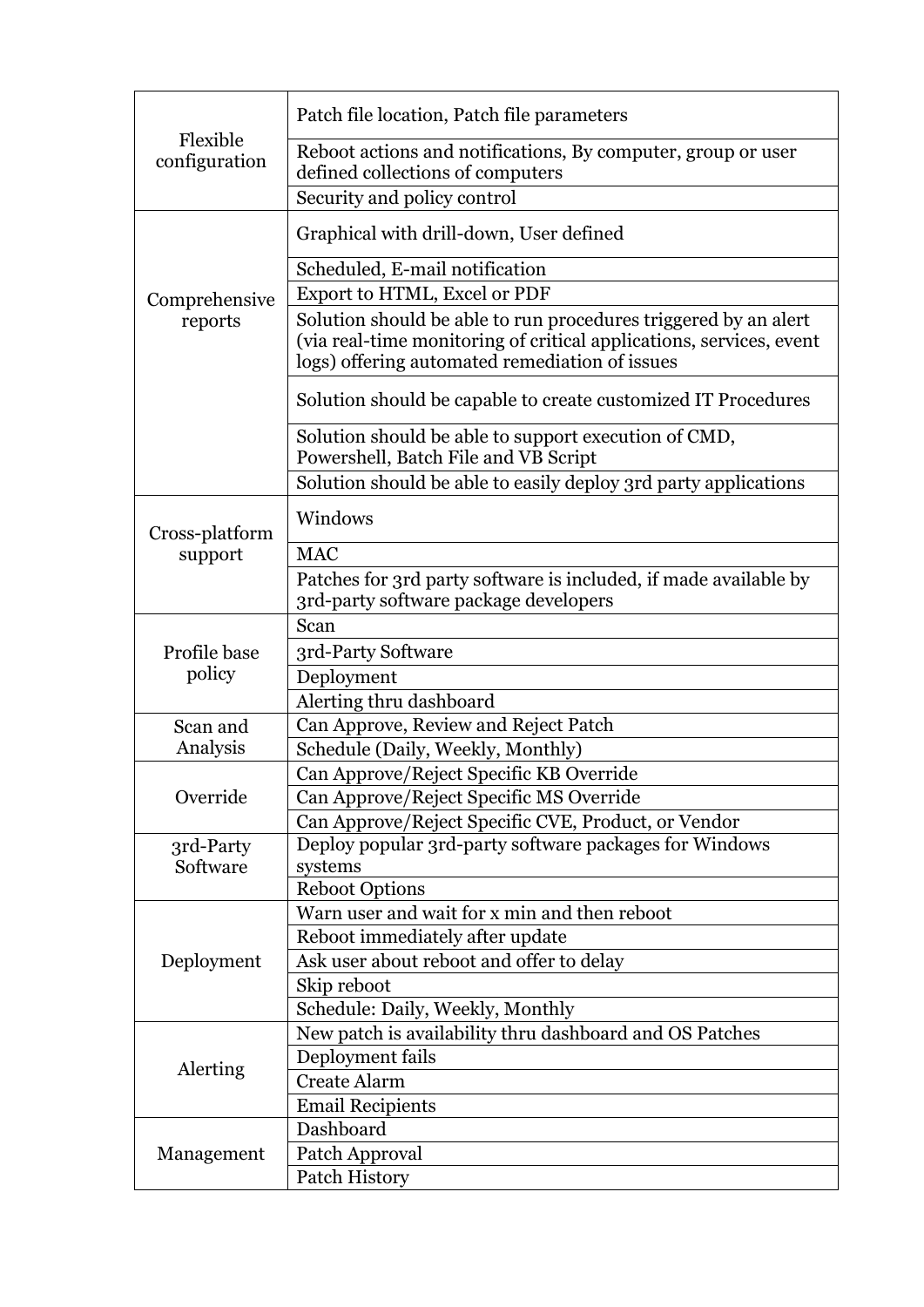| | |
|---|---|
| Flexible configuration | Patch file location, Patch file parameters |
| | Reboot actions and notifications, By computer, group or user defined collections of computers |
| | Security and policy control |
| Comprehensive reports | Graphical with drill-down, User defined |
| | Scheduled, E-mail notification |
| | Export to HTML, Excel or PDF |
| | Solution should be able to run procedures triggered by an alert (via real-time monitoring of critical applications, services, event logs) offering automated remediation of issues |
| | Solution should be capable to create customized IT Procedures |
| | Solution should be able to support execution of CMD, Powershell, Batch File and VB Script |
| | Solution should be able to easily deploy 3rd party applications |
| Cross-platform support | Windows |
| | MAC |
| | Patches for 3rd party software is included, if made available by 3rd-party software package developers |
| Profile base policy | Scan |
| | 3rd-Party Software |
| | Deployment |
| | Alerting thru dashboard |
| Scan and Analysis | Can Approve, Review and Reject Patch |
| | Schedule (Daily, Weekly, Monthly) |
| Override | Can Approve/Reject Specific KB Override |
| | Can Approve/Reject Specific MS Override |
| | Can Approve/Reject Specific CVE, Product, or Vendor |
| 3rd-Party Software | Deploy popular 3rd-party software packages for Windows systems |
| | Reboot Options |
| Deployment | Warn user and wait for x min and then reboot |
| | Reboot immediately after update |
| | Ask user about reboot and offer to delay |
| | Skip reboot |
| | Schedule: Daily, Weekly, Monthly |
| Alerting | New patch is availability thru dashboard and OS Patches |
| | Deployment fails |
| | Create Alarm |
| | Email Recipients |
| Management | Dashboard |
| | Patch Approval |
| | Patch History |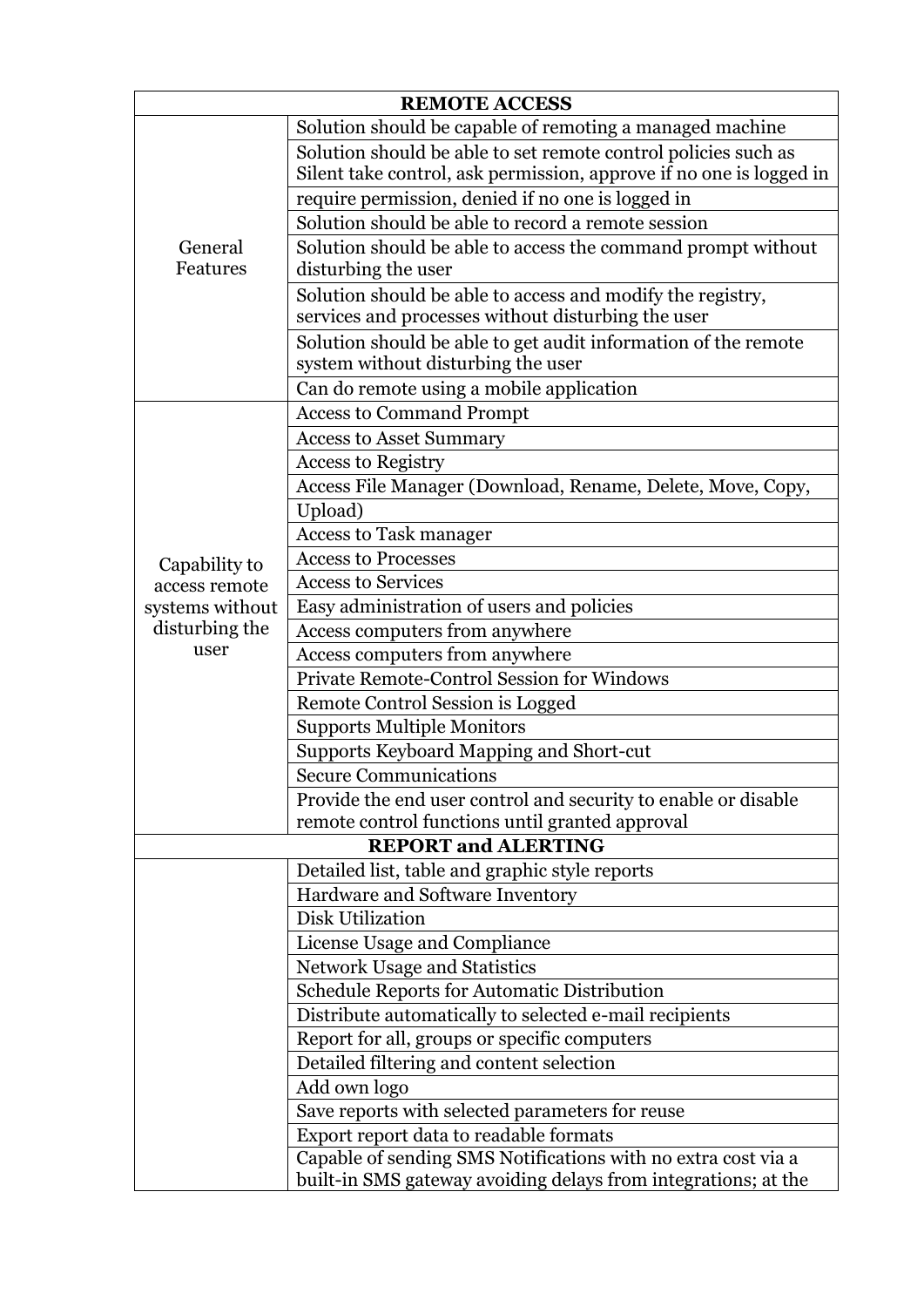| REMOTE ACCESS | |
|---|---|
| General Features | Solution should be capable of remoting a managed machine |
| | Solution should be able to set remote control policies such as Silent take control, ask permission, approve if no one is logged in |
| | require permission, denied if no one is logged in |
| | Solution should be able to record a remote session |
| | Solution should be able to access the command prompt without disturbing the user |
| | Solution should be able to access and modify the registry, services and processes without disturbing the user |
| | Solution should be able to get audit information of the remote system without disturbing the user |
| | Can do remote using a mobile application |
| Capability to access remote systems without disturbing the user | Access to Command Prompt |
| | Access to Asset Summary |
| | Access to Registry |
| | Access File Manager (Download, Rename, Delete, Move, Copy, |
| | Upload) |
| | Access to Task manager |
| | Access to Processes |
| | Access to Services |
| | Easy administration of users and policies |
| | Access computers from anywhere |
| | Access computers from anywhere |
| | Private Remote-Control Session for Windows |
| | Remote Control Session is Logged |
| | Supports Multiple Monitors |
| | Supports Keyboard Mapping and Short-cut |
| | Secure Communications |
| | Provide the end user control and security to enable or disable remote control functions until granted approval |
| **REPORT and ALERTING** | |
| | Detailed list, table and graphic style reports |
| | Hardware and Software Inventory |
| | Disk Utilization |
| | License Usage and Compliance |
| | Network Usage and Statistics |
| | Schedule Reports for Automatic Distribution |
| | Distribute automatically to selected e-mail recipients |
| | Report for all, groups or specific computers |
| | Detailed filtering and content selection |
| | Add own logo |
| | Save reports with selected parameters for reuse |
| | Export report data to readable formats |
| | Capable of sending SMS Notifications with no extra cost via a built-in SMS gateway avoiding delays from integrations; at the |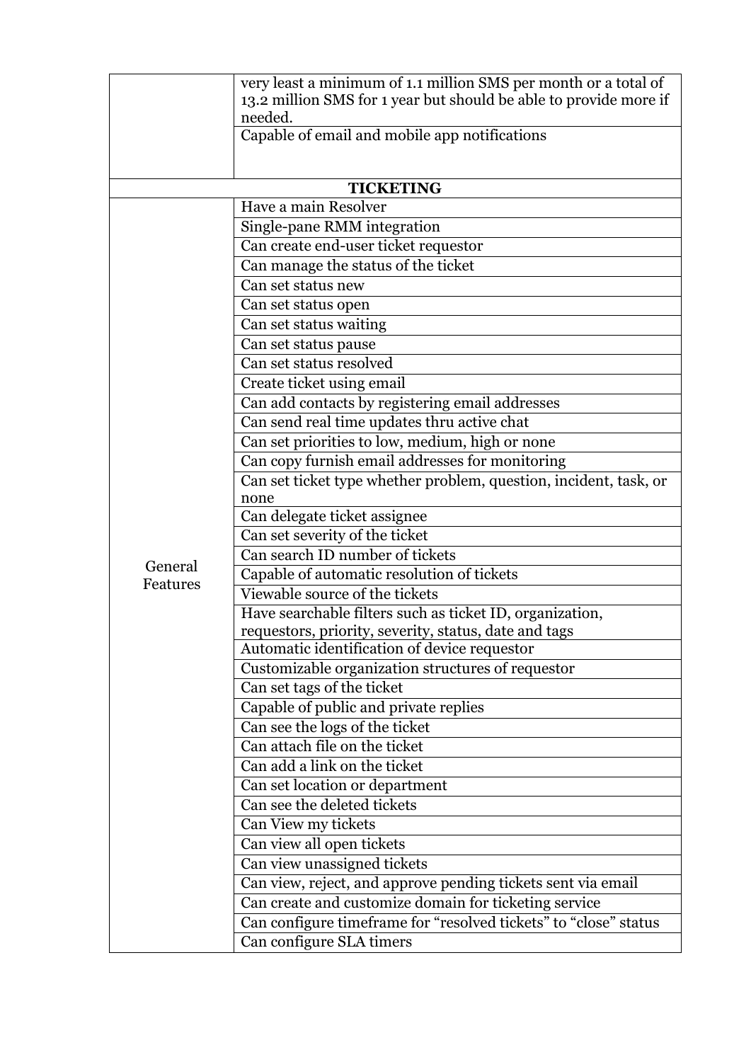| | |
|---|---|
| | very least a minimum of 1.1 million SMS per month or a total of 13.2 million SMS for 1 year but should be able to provide more if needed. |
| | Capable of email and mobile app notifications |
| **TICKETING** | |
| General Features | Have a main Resolver |
| | Single-pane RMM integration |
| | Can create end-user ticket requestor |
| | Can manage the status of the ticket |
| | Can set status new |
| | Can set status open |
| | Can set status waiting |
| | Can set status pause |
| | Can set status resolved |
| | Create ticket using email |
| | Can add contacts by registering email addresses |
| | Can send real time updates thru active chat |
| | Can set priorities to low, medium, high or none |
| | Can copy furnish email addresses for monitoring |
| | Can set ticket type whether problem, question, incident, task, or none |
| | Can delegate ticket assignee |
| | Can set severity of the ticket |
| | Can search ID number of tickets |
| | Capable of automatic resolution of tickets |
| | Viewable source of the tickets |
| | Have searchable filters such as ticket ID, organization, requestors, priority, severity, status, date and tags |
| | Automatic identification of device requestor |
| | Customizable organization structures of requestor |
| | Can set tags of the ticket |
| | Capable of public and private replies |
| | Can see the logs of the ticket |
| | Can attach file on the ticket |
| | Can add a link on the ticket |
| | Can set location or department |
| | Can see the deleted tickets |
| | Can View my tickets |
| | Can view all open tickets |
| | Can view unassigned tickets |
| | Can view, reject, and approve pending tickets sent via email |
| | Can create and customize domain for ticketing service |
| | Can configure timeframe for "resolved tickets" to "close" status |
| | Can configure SLA timers |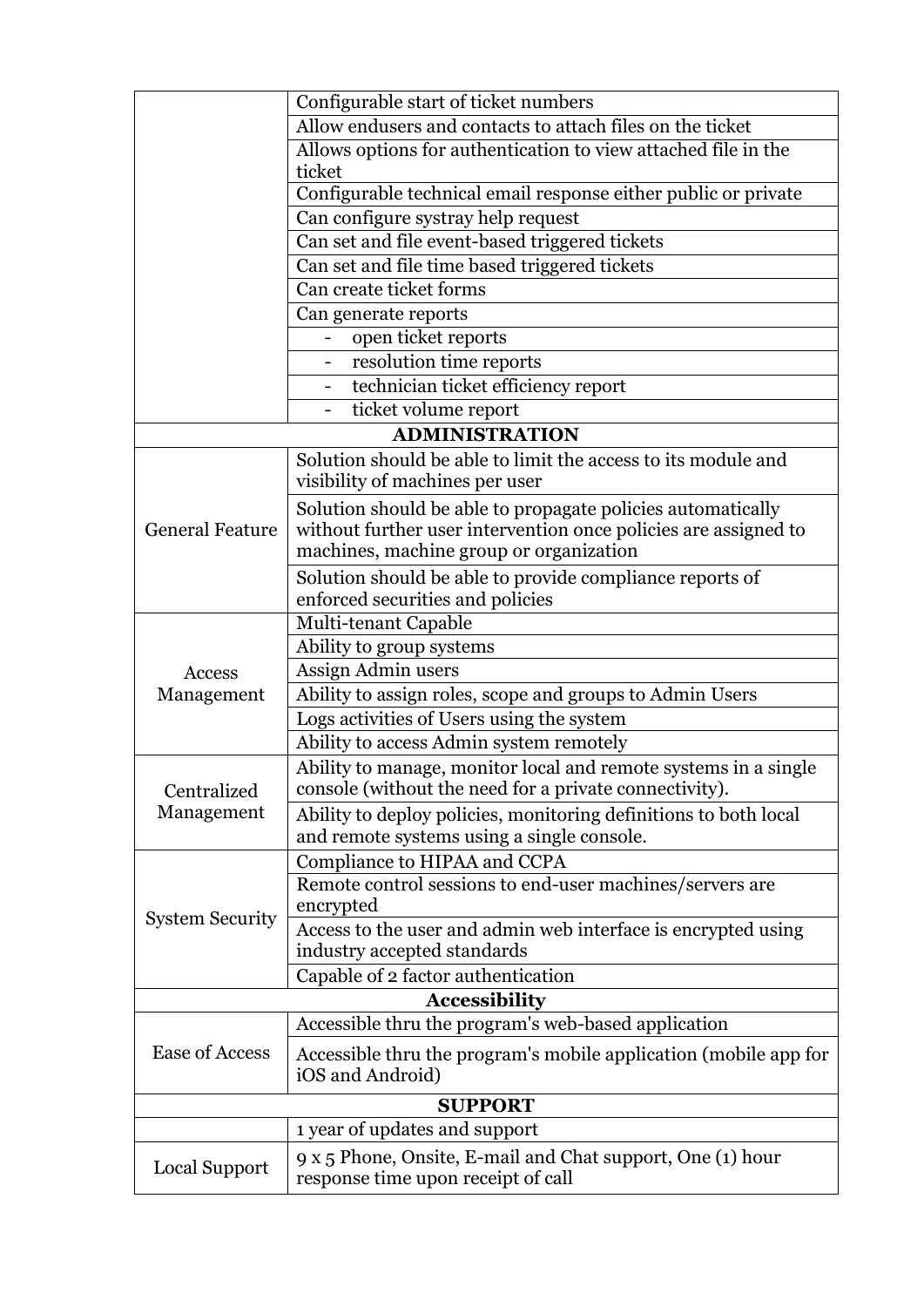| | |
|---|---|
| | Configurable start of ticket numbers |
| | Allow endusers and contacts to attach files on the ticket |
| | Allows options for authentication to view attached file in the ticket |
| | Configurable technical email response either public or private |
| | Can configure systray help request |
| | Can set and file event-based triggered tickets |
| | Can set and file time based triggered tickets |
| | Can create ticket forms |
| | Can generate reports |
| | - open ticket reports |
| | - resolution time reports |
| | - technician ticket efficiency report |
| | - ticket volume report |
| **ADMINISTRATION** | |
| General Feature | Solution should be able to limit the access to its module and visibility of machines per user |
| | Solution should be able to propagate policies automatically without further user intervention once policies are assigned to machines, machine group or organization |
| | Solution should be able to provide compliance reports of enforced securities and policies |
| Access Management | Multi-tenant Capable |
| | Ability to group systems |
| | Assign Admin users |
| | Ability to assign roles, scope and groups to Admin Users |
| | Logs activities of Users using the system |
| | Ability to access Admin system remotely |
| Centralized Management | Ability to manage, monitor local and remote systems in a single console (without the need for a private connectivity). |
| | Ability to deploy policies, monitoring definitions to both local and remote systems using a single console. |
| System Security | Compliance to HIPAA and CCPA |
| | Remote control sessions to end-user machines/servers are encrypted |
| | Access to the user and admin web interface is encrypted using industry accepted standards |
| | Capable of 2 factor authentication |
| **Accessibility** | |
| Ease of Access | Accessible thru the program's web-based application |
| | Accessible thru the program's mobile application (mobile app for iOS and Android) |
| **SUPPORT** | |
| | 1 year of updates and support |
| Local Support | 9 x 5 Phone, Onsite, E-mail and Chat support, One (1) hour response time upon receipt of call |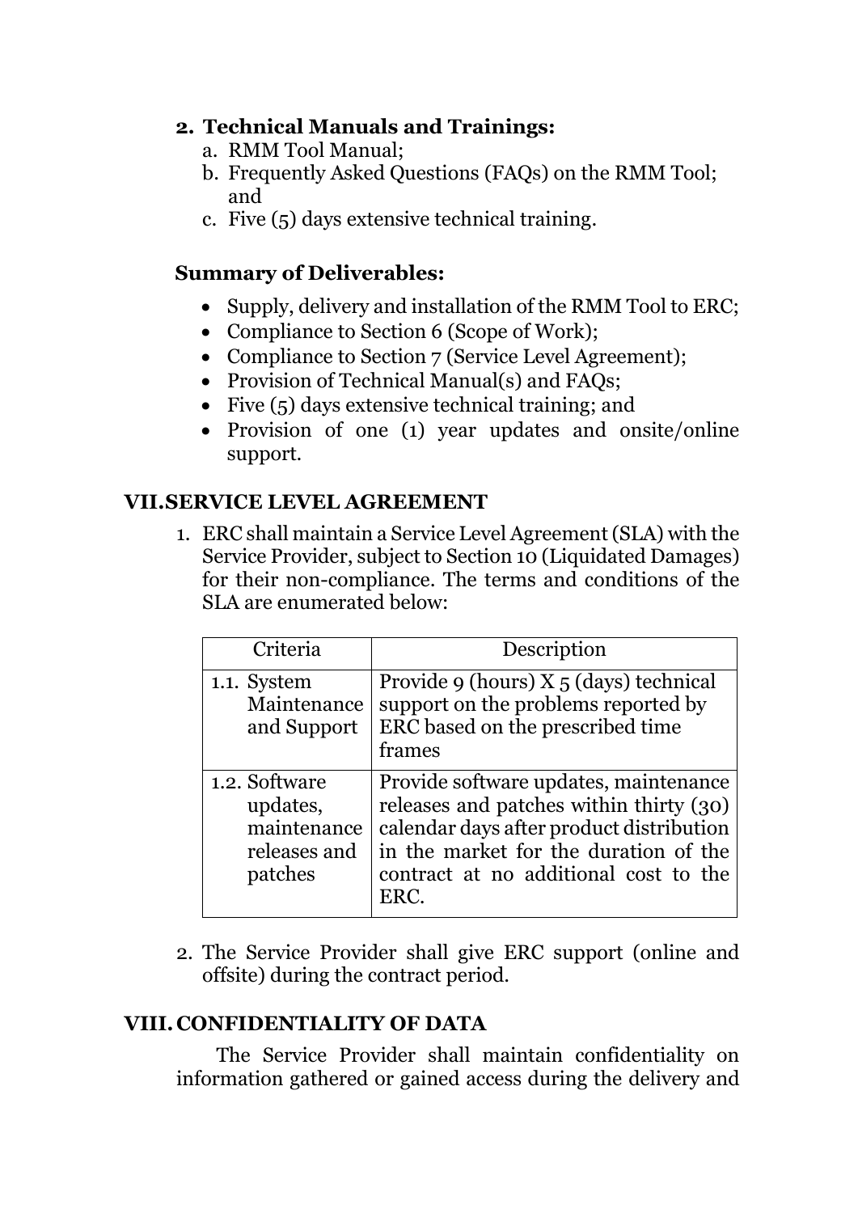2. **Technical Manuals and Trainings:**
    a. RMM Tool Manual;
    b. Frequently Asked Questions (FAQs) on the RMM Tool; and
    c. Five (5) days extensive technical training.

**Summary of Deliverables:**

- Supply, delivery and installation of the RMM Tool to ERC;
- Compliance to Section 6 (Scope of Work);
- Compliance to Section 7 (Service Level Agreement);
- Provision of Technical Manual(s) and FAQs;
- Five (5) days extensive technical training; and
- Provision of one (1) year updates and onsite/online support.

## VII. SERVICE LEVEL AGREEMENT

1. ERC shall maintain a Service Level Agreement (SLA) with the Service Provider, subject to Section 10 (Liquidated Damages) for their non-compliance. The terms and conditions of the SLA are enumerated below:

| Criteria | Description |
|---|---|
| 1.1. System Maintenance and Support | Provide 9 (hours) X 5 (days) technical support on the problems reported by ERC based on the prescribed time frames |
| 1.2. Software updates, maintenance releases and patches | Provide software updates, maintenance releases and patches within thirty (30) calendar days after product distribution in the market for the duration of the contract at no additional cost to the ERC. |

2. The Service Provider shall give ERC support (online and offsite) during the contract period.

## VIII. CONFIDENTIALITY OF DATA

The Service Provider shall maintain confidentiality on information gathered or gained access during the delivery and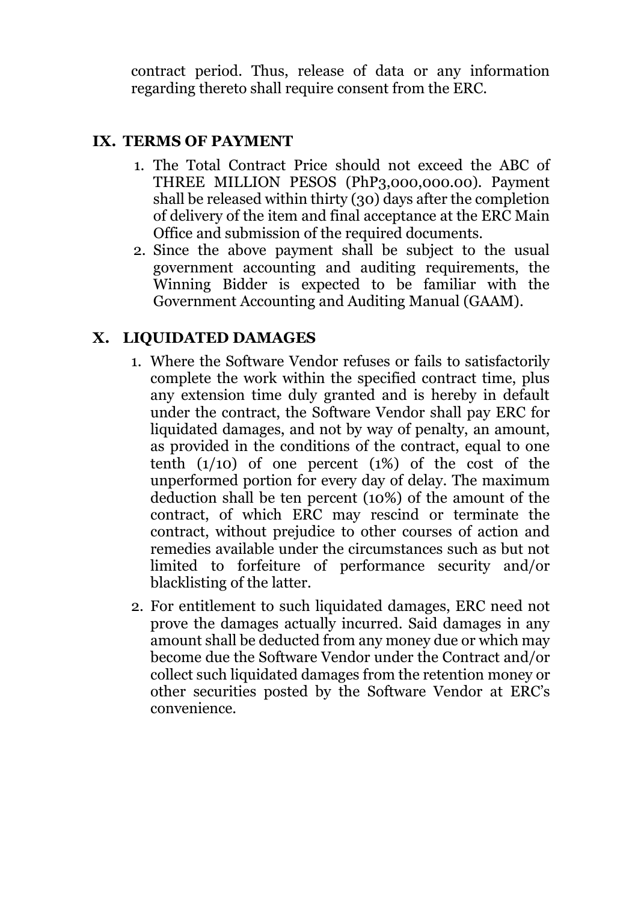contract period. Thus, release of data or any information regarding thereto shall require consent from the ERC.

## IX. TERMS OF PAYMENT

1. The Total Contract Price should not exceed the ABC of THREE MILLION PESOS (PhP3,000,000.00). Payment shall be released within thirty (30) days after the completion of delivery of the item and final acceptance at the ERC Main Office and submission of the required documents.
2. Since the above payment shall be subject to the usual government accounting and auditing requirements, the Winning Bidder is expected to be familiar with the Government Accounting and Auditing Manual (GAAM).

## X. LIQUIDATED DAMAGES

1. Where the Software Vendor refuses or fails to satisfactorily complete the work within the specified contract time, plus any extension time duly granted and is hereby in default under the contract, the Software Vendor shall pay ERC for liquidated damages, and not by way of penalty, an amount, as provided in the conditions of the contract, equal to one tenth (1/10) of one percent (1%) of the cost of the unperformed portion for every day of delay. The maximum deduction shall be ten percent (10%) of the amount of the contract, of which ERC may rescind or terminate the contract, without prejudice to other courses of action and remedies available under the circumstances such as but not limited to forfeiture of performance security and/or blacklisting of the latter.
2. For entitlement to such liquidated damages, ERC need not prove the damages actually incurred. Said damages in any amount shall be deducted from any money due or which may become due the Software Vendor under the Contract and/or collect such liquidated damages from the retention money or other securities posted by the Software Vendor at ERC's convenience.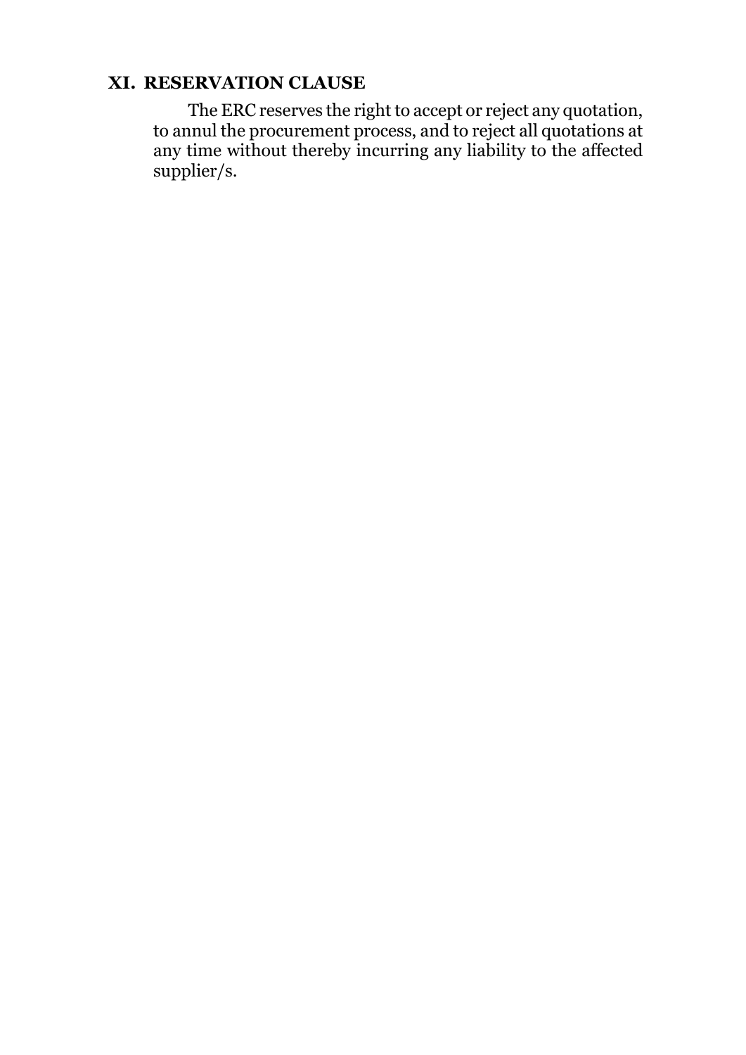## XI. RESERVATION CLAUSE

The ERC reserves the right to accept or reject any quotation, to annul the procurement process, and to reject all quotations at any time without thereby incurring any liability to the affected supplier/s.